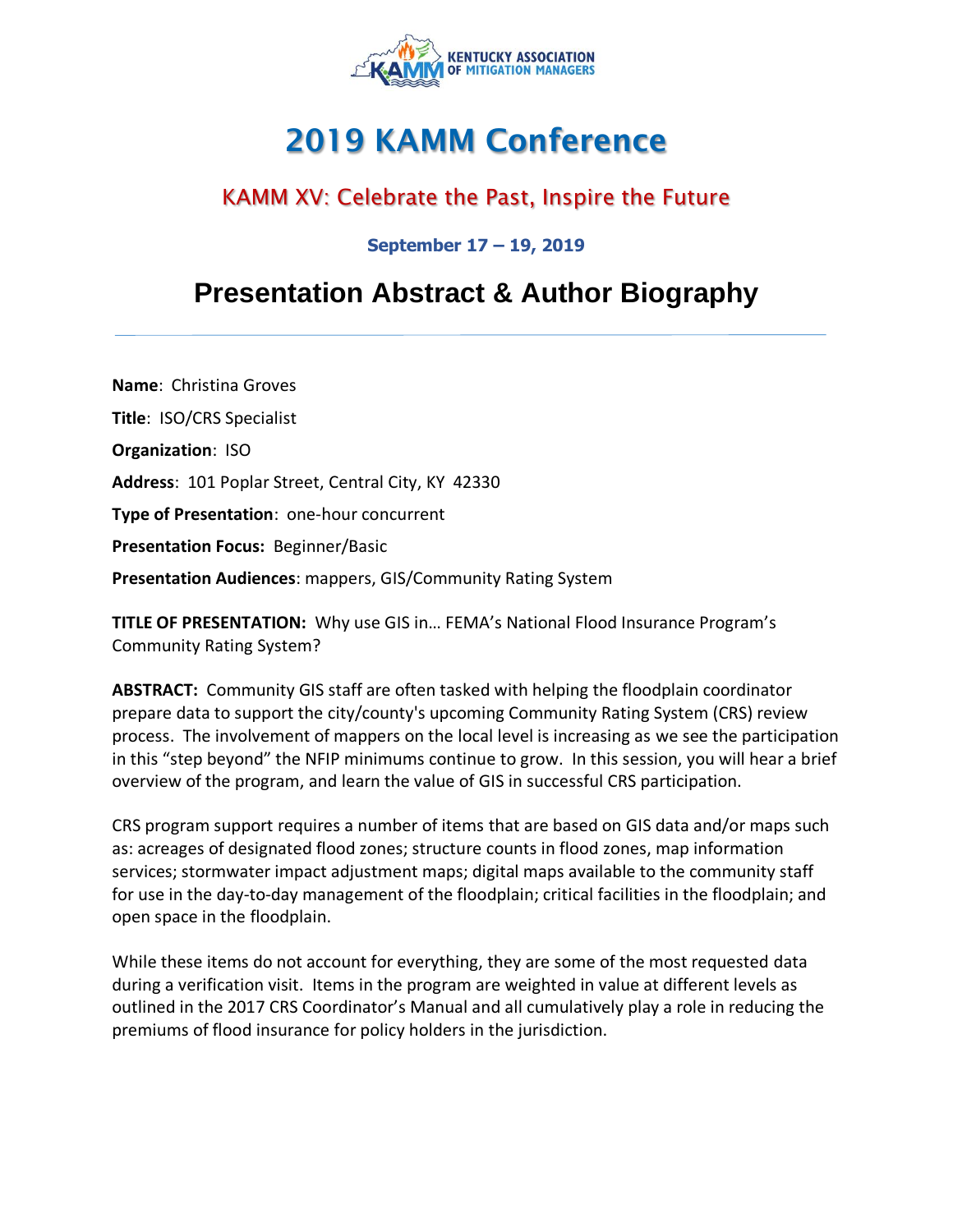KENTUCKY ASSOCIATION OF MITIGATION MANAGERS

# 2019 KAMM Conference

## KAMM XV: Celebrate the Past, Inspire the Future

**September 17 – 19, 2019**

# Presentation Abstract & Author Biography

**Name**: Christina Groves

**Title**: ISO/CRS Specialist

**Organization**: ISO

**Address**: 101 Poplar Street, Central City, KY 42330

**Type of Presentation**: one-hour concurrent

**Presentation Focus:** Beginner/Basic

**Presentation Audiences**: mappers, GIS/Community Rating System

**TITLE OF PRESENTATION:** Why use GIS in… FEMA's National Flood Insurance Program's Community Rating System?

**ABSTRACT:** Community GIS staff are often tasked with helping the floodplain coordinator prepare data to support the city/county's upcoming Community Rating System (CRS) review process. The involvement of mappers on the local level is increasing as we see the participation in this "step beyond" the NFIP minimums continue to grow. In this session, you will hear a brief overview of the program, and learn the value of GIS in successful CRS participation.

CRS program support requires a number of items that are based on GIS data and/or maps such as: acreages of designated flood zones; structure counts in flood zones, map information services; stormwater impact adjustment maps; digital maps available to the community staff for use in the day-to-day management of the floodplain; critical facilities in the floodplain; and open space in the floodplain.

While these items do not account for everything, they are some of the most requested data during a verification visit. Items in the program are weighted in value at different levels as outlined in the 2017 CRS Coordinator's Manual and all cumulatively play a role in reducing the premiums of flood insurance for policy holders in the jurisdiction.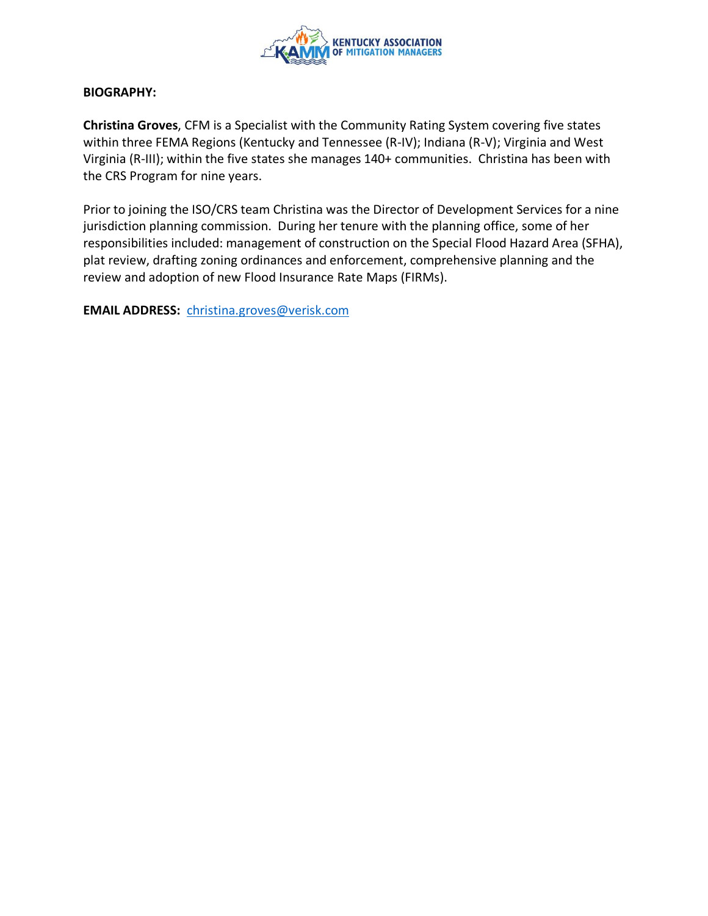**BIOGRAPHY:**

**Christina Groves**, CFM is a Specialist with the Community Rating System covering five states within three FEMA Regions (Kentucky and Tennessee (R-IV); Indiana (R-V); Virginia and West Virginia (R-III); within the five states she manages 140+ communities. Christina has been with the CRS Program for nine years.

Prior to joining the ISO/CRS team Christina was the Director of Development Services for a nine jurisdiction planning commission. During her tenure with the planning office, some of her responsibilities included: management of construction on the Special Flood Hazard Area (SFHA), plat review, drafting zoning ordinances and enforcement, comprehensive planning and the review and adoption of new Flood Insurance Rate Maps (FIRMs).

**EMAIL ADDRESS:** christina.groves@verisk.com